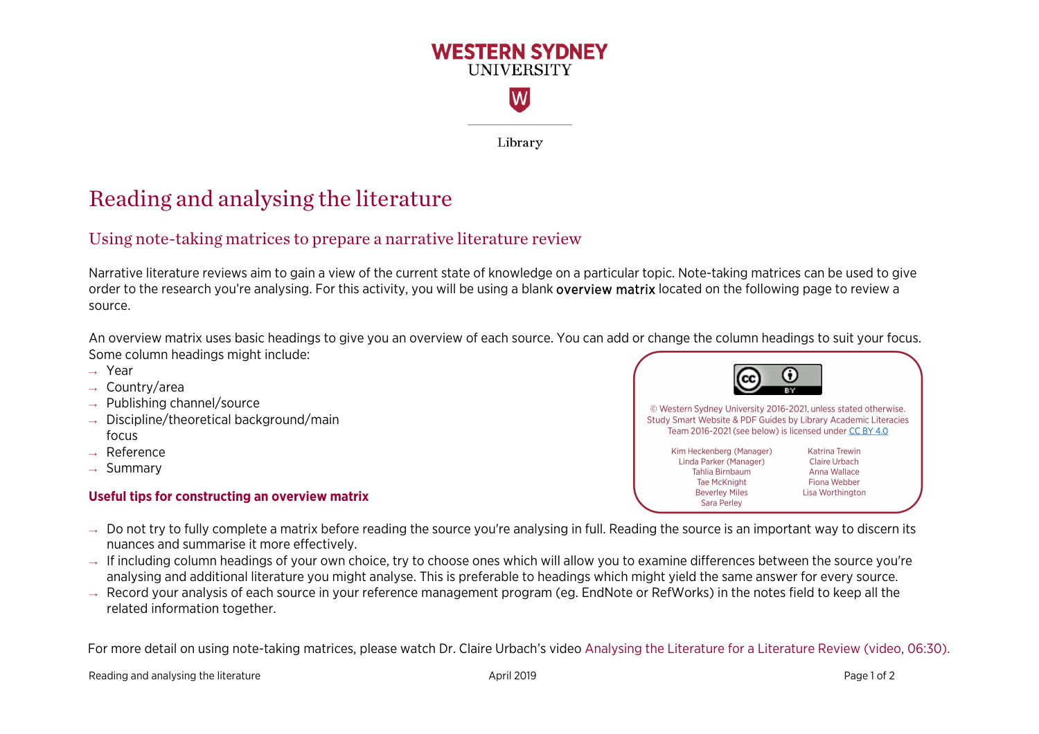WESTERN SYDNEY UNIVERSITY

Library

# Reading and analysing the literature

## Using note-taking matrices to prepare a narrative literature review

Narrative literature reviews aim to gain a view of the current state of knowledge on a particular topic. Note-taking matrices can be used to give order to the research you're analysing. For this activity, you will be using a blank **overview matrix** located on the following page to review a source.

An overview matrix uses basic headings to give you an overview of each source. You can add or change the column headings to suit your focus. Some column headings might include:

- Year
- Country/area
- Publishing channel/source
- Discipline/theoretical background/main focus
- Reference
- Summary

© Western Sydney University 2016-2021, unless stated otherwise. Study Smart Website & PDF Guides by Library Academic Literacies Team 2016-2021 (see below) is licensed under CC BY 4.0

Kim Heckenberg (Manager)
Linda Parker (Manager)
Tahlia Birnbaum
Tae McKnight
Beverley Miles
Sara Perley
Katrina Trewin
Claire Urbach
Anna Wallace
Fiona Webber
Lisa Worthington

### Useful tips for constructing an overview matrix

- Do not try to fully complete a matrix before reading the source you're analysing in full. Reading the source is an important way to discern its nuances and summarise it more effectively.
- If including column headings of your own choice, try to choose ones which will allow you to examine differences between the source you're analysing and additional literature you might analyse. This is preferable to headings which might yield the same answer for every source.
- Record your analysis of each source in your reference management program (eg. EndNote or RefWorks) in the notes field to keep all the related information together.

For more detail on using note-taking matrices, please watch Dr. Claire Urbach's video Analysing the Literature for a Literature Review (video, 06:30).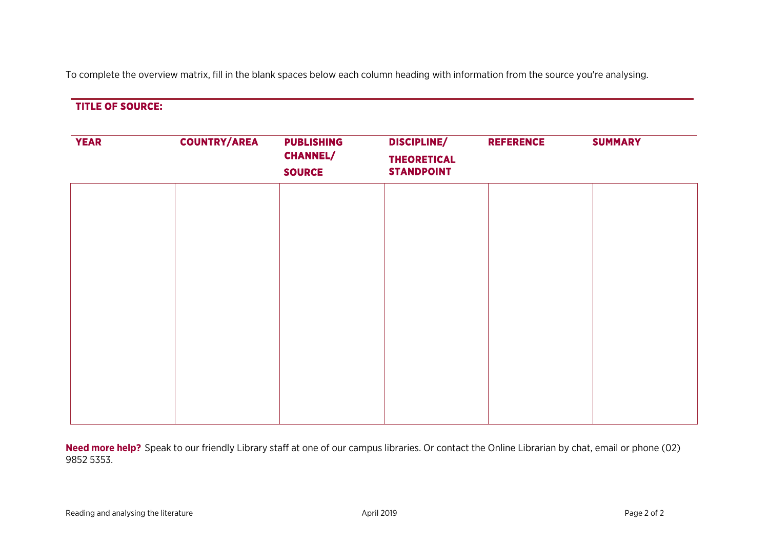To complete the overview matrix, fill in the blank spaces below each column heading with information from the source you're analysing.

**TITLE OF SOURCE:**

| YEAR | COUNTRY/AREA | PUBLISHING CHANNEL/ SOURCE | DISCIPLINE/ THEORETICAL STANDPOINT | REFERENCE | SUMMARY |
|---|---|---|---|---|---|
| | | | | | |

**Need more help?** Speak to our friendly Library staff at one of our campus libraries. Or contact the Online Librarian by chat, email or phone (02) 9852 5353.